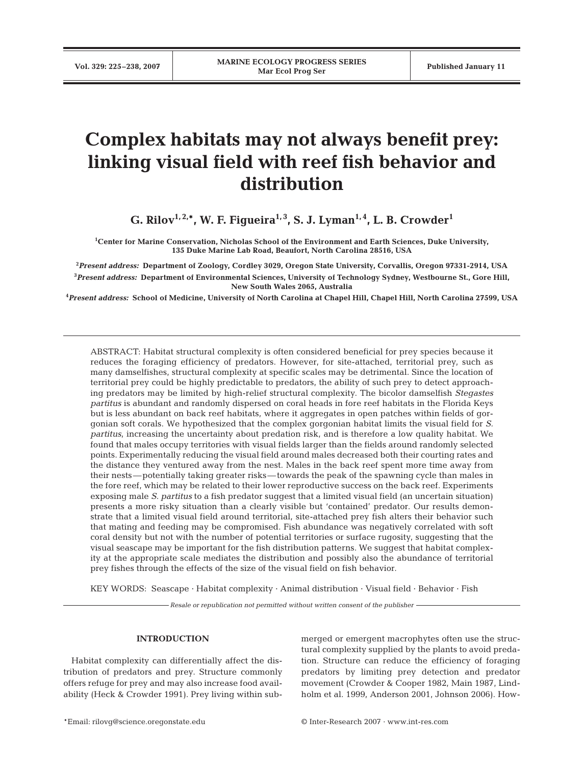# Complex habitats may not always benefit prey: linking visual field with reef fish behavior and distribution

**G. Rilov[1,2,*], W. F. Figueira[1,3], S. J. Lyman[1,4], L. B. Crowder[1]**

[1]Center for Marine Conservation, Nicholas School of the Environment and Earth Sciences, Duke University, 135 Duke Marine Lab Road, Beaufort, North Carolina 28516, USA

[2]*Present address:* Department of Zoology, Cordley 3029, Oregon State University, Corvallis, Oregon 97331-2914, USA

[3]*Present address:* Department of Environmental Sciences, University of Technology Sydney, Westbourne St., Gore Hill, New South Wales 2065, Australia

[4]*Present address:* School of Medicine, University of North Carolina at Chapel Hill, Chapel Hill, North Carolina 27599, USA

ABSTRACT: Habitat structural complexity is often considered beneficial for prey species because it reduces the foraging efficiency of predators. However, for site-attached, territorial prey, such as many damselfishes, structural complexity at specific scales may be detrimental. Since the location of territorial prey could be highly predictable to predators, the ability of such prey to detect approaching predators may be limited by high-relief structural complexity. The bicolor damselfish *Stegastes partitus* is abundant and randomly dispersed on coral heads in fore reef habitats in the Florida Keys but is less abundant on back reef habitats, where it aggregates in open patches within fields of gorgonian soft corals. We hypothesized that the complex gorgonian habitat limits the visual field for *S. partitus*, increasing the uncertainty about predation risk, and is therefore a low quality habitat. We found that males occupy territories with visual fields larger than the fields around randomly selected points. Experimentally reducing the visual field around males decreased both their courting rates and the distance they ventured away from the nest. Males in the back reef spent more time away from their nests — potentially taking greater risks — towards the peak of the spawning cycle than males in the fore reef, which may be related to their lower reproductive success on the back reef. Experiments exposing male *S. partitus* to a fish predator suggest that a limited visual field (an uncertain situation) presents a more risky situation than a clearly visible but 'contained' predator. Our results demonstrate that a limited visual field around territorial, site-attached prey fish alters their behavior such that mating and feeding may be compromised. Fish abundance was negatively correlated with soft coral density but not with the number of potential territories or surface rugosity, suggesting that the visual seascape may be important for the fish distribution patterns. We suggest that habitat complexity at the appropriate scale mediates the distribution and possibly also the abundance of territorial prey fishes through the effects of the size of the visual field on fish behavior.

KEY WORDS: Seascape · Habitat complexity · Animal distribution · Visual field · Behavior · Fish

*Resale or republication not permitted without written consent of the publisher*

## INTRODUCTION

Habitat complexity can differentially affect the distribution of predators and prey. Structure commonly offers refuge for prey and may also increase food availability (Heck & Crowder 1991). Prey living within submerged or emergent macrophytes often use the structural complexity supplied by the plants to avoid predation. Structure can reduce the efficiency of foraging predators by limiting prey detection and predator movement (Crowder & Cooper 1982, Main 1987, Lindholm et al. 1999, Anderson 2001, Johnson 2006). How-

*Email: rilovg@science.oregonstate.edu

© Inter-Research 2007 · www.int-res.com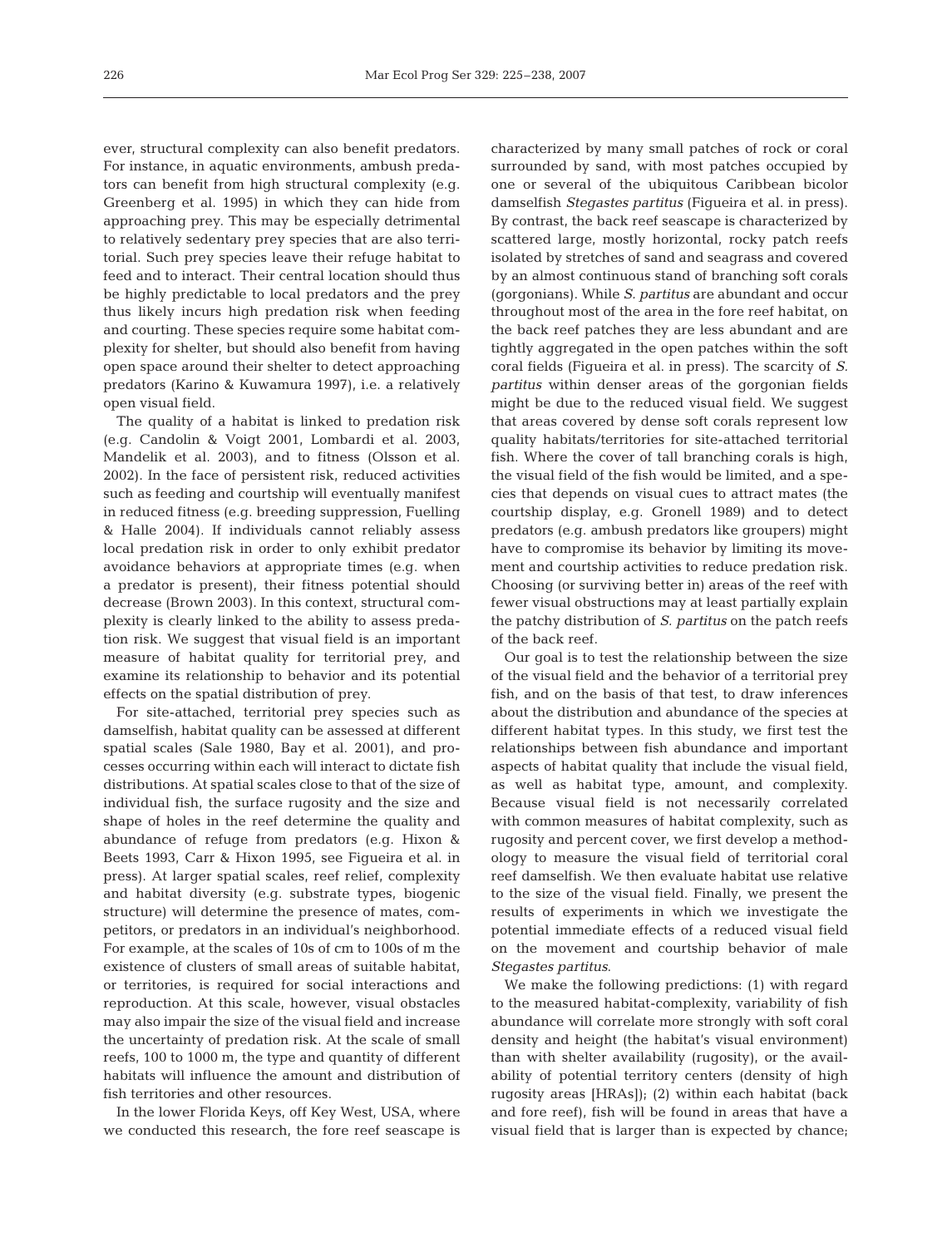ever, structural complexity can also benefit predators. For instance, in aquatic environments, ambush predators can benefit from high structural complexity (e.g. Greenberg et al. 1995) in which they can hide from approaching prey. This may be especially detrimental to relatively sedentary prey species that are also territorial. Such prey species leave their refuge habitat to feed and to interact. Their central location should thus be highly predictable to local predators and the prey thus likely incurs high predation risk when feeding and courting. These species require some habitat complexity for shelter, but should also benefit from having open space around their shelter to detect approaching predators (Karino & Kuwamura 1997), i.e. a relatively open visual field.

The quality of a habitat is linked to predation risk (e.g. Candolin & Voigt 2001, Lombardi et al. 2003, Mandelik et al. 2003), and to fitness (Olsson et al. 2002). In the face of persistent risk, reduced activities such as feeding and courtship will eventually manifest in reduced fitness (e.g. breeding suppression, Fuelling & Halle 2004). If individuals cannot reliably assess local predation risk in order to only exhibit predator avoidance behaviors at appropriate times (e.g. when a predator is present), their fitness potential should decrease (Brown 2003). In this context, structural complexity is clearly linked to the ability to assess predation risk. We suggest that visual field is an important measure of habitat quality for territorial prey, and examine its relationship to behavior and its potential effects on the spatial distribution of prey.

For site-attached, territorial prey species such as damselfish, habitat quality can be assessed at different spatial scales (Sale 1980, Bay et al. 2001), and processes occurring within each will interact to dictate fish distributions. At spatial scales close to that of the size of individual fish, the surface rugosity and the size and shape of holes in the reef determine the quality and abundance of refuge from predators (e.g. Hixon & Beets 1993, Carr & Hixon 1995, see Figueira et al. in press). At larger spatial scales, reef relief, complexity and habitat diversity (e.g. substrate types, biogenic structure) will determine the presence of mates, competitors, or predators in an individual's neighborhood. For example, at the scales of 10s of cm to 100s of m the existence of clusters of small areas of suitable habitat, or territories, is required for social interactions and reproduction. At this scale, however, visual obstacles may also impair the size of the visual field and increase the uncertainty of predation risk. At the scale of small reefs, 100 to 1000 m, the type and quantity of different habitats will influence the amount and distribution of fish territories and other resources.

In the lower Florida Keys, off Key West, USA, where we conducted this research, the fore reef seascape is characterized by many small patches of rock or coral surrounded by sand, with most patches occupied by one or several of the ubiquitous Caribbean bicolor damselfish *Stegastes partitus* (Figueira et al. in press). By contrast, the back reef seascape is characterized by scattered large, mostly horizontal, rocky patch reefs isolated by stretches of sand and seagrass and covered by an almost continuous stand of branching soft corals (gorgonians). While *S. partitus* are abundant and occur throughout most of the area in the fore reef habitat, on the back reef patches they are less abundant and are tightly aggregated in the open patches within the soft coral fields (Figueira et al. in press). The scarcity of *S. partitus* within denser areas of the gorgonian fields might be due to the reduced visual field. We suggest that areas covered by dense soft corals represent low quality habitats/territories for site-attached territorial fish. Where the cover of tall branching corals is high, the visual field of the fish would be limited, and a species that depends on visual cues to attract mates (the courtship display, e.g. Gronell 1989) and to detect predators (e.g. ambush predators like groupers) might have to compromise its behavior by limiting its movement and courtship activities to reduce predation risk. Choosing (or surviving better in) areas of the reef with fewer visual obstructions may at least partially explain the patchy distribution of *S. partitus* on the patch reefs of the back reef.

Our goal is to test the relationship between the size of the visual field and the behavior of a territorial prey fish, and on the basis of that test, to draw inferences about the distribution and abundance of the species at different habitat types. In this study, we first test the relationships between fish abundance and important aspects of habitat quality that include the visual field, as well as habitat type, amount, and complexity. Because visual field is not necessarily correlated with common measures of habitat complexity, such as rugosity and percent cover, we first develop a methodology to measure the visual field of territorial coral reef damselfish. We then evaluate habitat use relative to the size of the visual field. Finally, we present the results of experiments in which we investigate the potential immediate effects of a reduced visual field on the movement and courtship behavior of male *Stegastes partitus*.

We make the following predictions: (1) with regard to the measured habitat-complexity, variability of fish abundance will correlate more strongly with soft coral density and height (the habitat's visual environment) than with shelter availability (rugosity), or the availability of potential territory centers (density of high rugosity areas [HRAs]); (2) within each habitat (back and fore reef), fish will be found in areas that have a visual field that is larger than is expected by chance;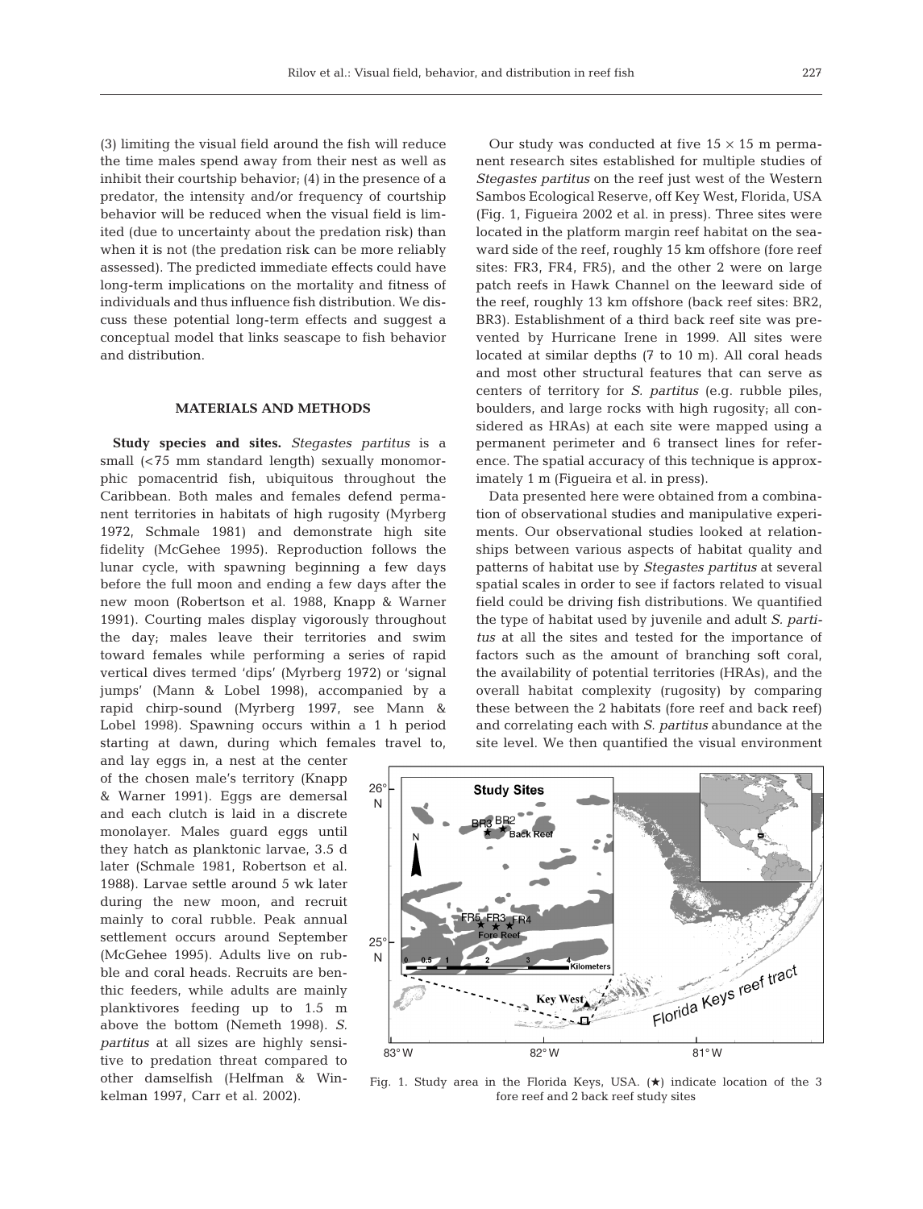(3) limiting the visual field around the fish will reduce the time males spend away from their nest as well as inhibit their courtship behavior; (4) in the presence of a predator, the intensity and/or frequency of courtship behavior will be reduced when the visual field is limited (due to uncertainty about the predation risk) than when it is not (the predation risk can be more reliably assessed). The predicted immediate effects could have long-term implications on the mortality and fitness of individuals and thus influence fish distribution. We discuss these potential long-term effects and suggest a conceptual model that links seascape to fish behavior and distribution.

## MATERIALS AND METHODS

**Study species and sites.** *Stegastes partitus* is a small (<75 mm standard length) sexually monomorphic pomacentrid fish, ubiquitous throughout the Caribbean. Both males and females defend permanent territories in habitats of high rugosity (Myrberg 1972, Schmale 1981) and demonstrate high site fidelity (McGehee 1995). Reproduction follows the lunar cycle, with spawning beginning a few days before the full moon and ending a few days after the new moon (Robertson et al. 1988, Knapp & Warner 1991). Courting males display vigorously throughout the day; males leave their territories and swim toward females while performing a series of rapid vertical dives termed 'dips' (Myrberg 1972) or 'signal jumps' (Mann & Lobel 1998), accompanied by a rapid chirp-sound (Myrberg 1997, see Mann & Lobel 1998). Spawning occurs within a 1 h period starting at dawn, during which females travel to, and lay eggs in, a nest at the center of the chosen male's territory (Knapp & Warner 1991). Eggs are demersal and each clutch is laid in a discrete monolayer. Males guard eggs until they hatch as planktonic larvae, 3.5 d later (Schmale 1981, Robertson et al. 1988). Larvae settle around 5 wk later during the new moon, and recruit mainly to coral rubble. Peak annual settlement occurs around September (McGehee 1995). Adults live on rubble and coral heads. Recruits are benthic feeders, while adults are mainly planktivores feeding up to 1.5 m above the bottom (Nemeth 1998). *S. partitus* at all sizes are highly sensitive to predation threat compared to other damselfish (Helfman & Winkelman 1997, Carr et al. 2002).

Our study was conducted at five 15 × 15 m permanent research sites established for multiple studies of *Stegastes partitus* on the reef just west of the Western Sambos Ecological Reserve, off Key West, Florida, USA (Fig. 1, Figueira 2002 et al. in press). Three sites were located in the platform margin reef habitat on the seaward side of the reef, roughly 15 km offshore (fore reef sites: FR3, FR4, FR5), and the other 2 were on large patch reefs in Hawk Channel on the leeward side of the reef, roughly 13 km offshore (back reef sites: BR2, BR3). Establishment of a third back reef site was prevented by Hurricane Irene in 1999. All sites were located at similar depths (7 to 10 m). All coral heads and most other structural features that can serve as centers of territory for *S. partitus* (e.g. rubble piles, boulders, and large rocks with high rugosity; all considered as HRAs) at each site were mapped using a permanent perimeter and 6 transect lines for reference. The spatial accuracy of this technique is approximately 1 m (Figueira et al. in press).

Data presented here were obtained from a combination of observational studies and manipulative experiments. Our observational studies looked at relationships between various aspects of habitat quality and patterns of habitat use by *Stegastes partitus* at several spatial scales in order to see if factors related to visual field could be driving fish distributions. We quantified the type of habitat used by juvenile and adult *S. partitus* at all the sites and tested for the importance of factors such as the amount of branching soft coral, the availability of potential territories (HRAs), and the overall habitat complexity (rugosity) by comparing these between the 2 habitats (fore reef and back reef) and correlating each with *S. partitus* abundance at the site level. We then quantified the visual environment

Fig. 1. Study area in the Florida Keys, USA. (★) indicate location of the 3 fore reef and 2 back reef study sites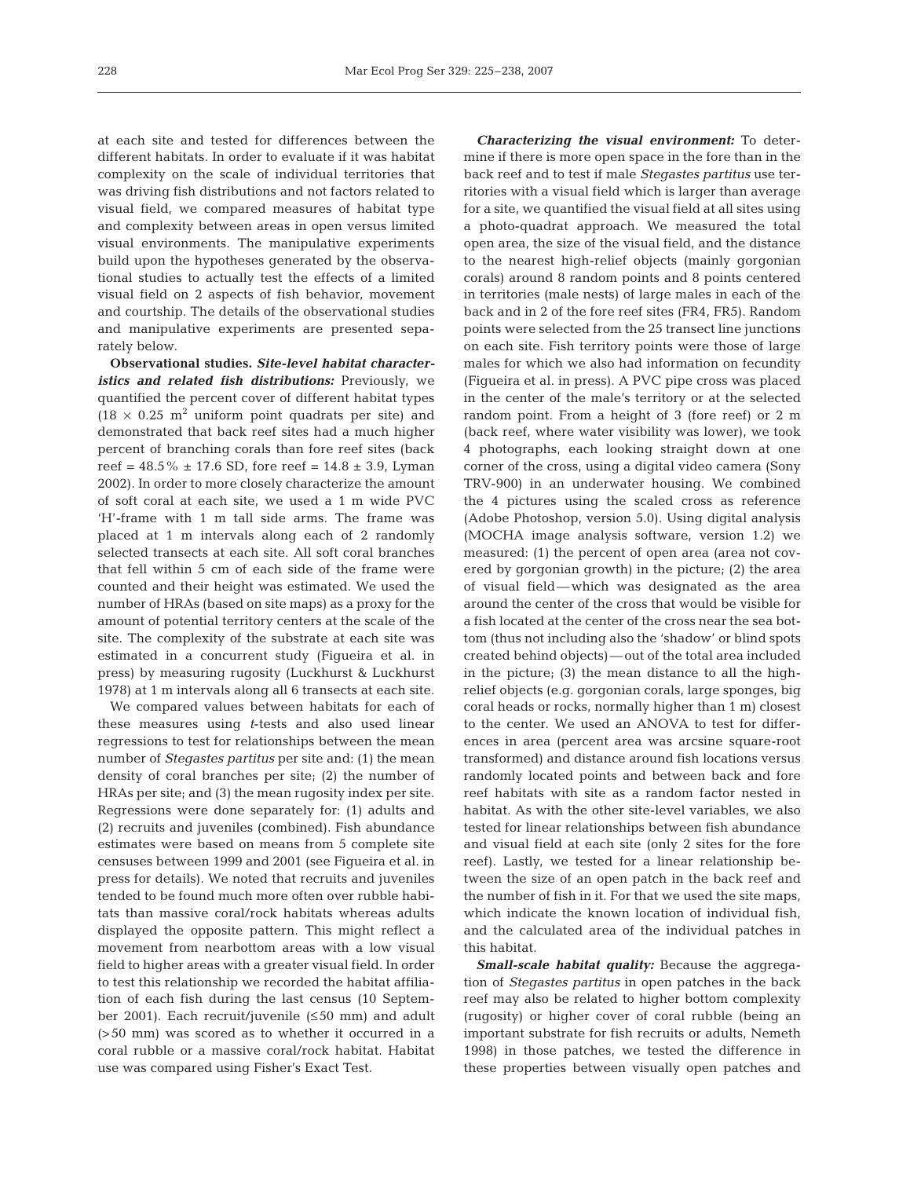at each site and tested for differences between the different habitats. In order to evaluate if it was habitat complexity on the scale of individual territories that was driving fish distributions and not factors related to visual field, we compared measures of habitat type and complexity between areas in open versus limited visual environments. The manipulative experiments build upon the hypotheses generated by the observational studies to actually test the effects of a limited visual field on 2 aspects of fish behavior, movement and courtship. The details of the observational studies and manipulative experiments are presented separately below.

**Observational studies.** ***Site-level habitat characteristics and related fish distributions:*** Previously, we quantified the percent cover of different habitat types ($18 \times 0.25$ m$^2$ uniform point quadrats per site) and demonstrated that back reef sites had a much higher percent of branching corals than fore reef sites (back reef = 48.5% ± 17.6 SD, fore reef = 14.8 ± 3.9, Lyman 2002). In order to more closely characterize the amount of soft coral at each site, we used a 1 m wide PVC 'H'-frame with 1 m tall side arms. The frame was placed at 1 m intervals along each of 2 randomly selected transects at each site. All soft coral branches that fell within 5 cm of each side of the frame were counted and their height was estimated. We used the number of HRAs (based on site maps) as a proxy for the amount of potential territory centers at the scale of the site. The complexity of the substrate at each site was estimated in a concurrent study (Figueira et al. in press) by measuring rugosity (Luckhurst & Luckhurst 1978) at 1 m intervals along all 6 transects at each site.

We compared values between habitats for each of these measures using *t*-tests and also used linear regressions to test for relationships between the mean number of *Stegastes partitus* per site and: (1) the mean density of coral branches per site; (2) the number of HRAs per site; and (3) the mean rugosity index per site. Regressions were done separately for: (1) adults and (2) recruits and juveniles (combined). Fish abundance estimates were based on means from 5 complete site censuses between 1999 and 2001 (see Figueira et al. in press for details). We noted that recruits and juveniles tended to be found much more often over rubble habitats than massive coral/rock habitats whereas adults displayed the opposite pattern. This might reflect a movement from nearbottom areas with a low visual field to higher areas with a greater visual field. In order to test this relationship we recorded the habitat affiliation of each fish during the last census (10 September 2001). Each recruit/juvenile (≤50 mm) and adult (>50 mm) was scored as to whether it occurred in a coral rubble or a massive coral/rock habitat. Habitat use was compared using Fisher's Exact Test.

***Characterizing the visual environment:*** To determine if there is more open space in the fore than in the back reef and to test if male *Stegastes partitus* use territories with a visual field which is larger than average for a site, we quantified the visual field at all sites using a photo-quadrat approach. We measured the total open area, the size of the visual field, and the distance to the nearest high-relief objects (mainly gorgonian corals) around 8 random points and 8 points centered in territories (male nests) of large males in each of the back and in 2 of the fore reef sites (FR4, FR5). Random points were selected from the 25 transect line junctions on each site. Fish territory points were those of large males for which we also had information on fecundity (Figueira et al. in press). A PVC pipe cross was placed in the center of the male's territory or at the selected random point. From a height of 3 (fore reef) or 2 m (back reef, where water visibility was lower), we took 4 photographs, each looking straight down at one corner of the cross, using a digital video camera (Sony TRV-900) in an underwater housing. We combined the 4 pictures using the scaled cross as reference (Adobe Photoshop, version 5.0). Using digital analysis (MOCHA image analysis software, version 1.2) we measured: (1) the percent of open area (area not covered by gorgonian growth) in the picture; (2) the area of visual field—which was designated as the area around the center of the cross that would be visible for a fish located at the center of the cross near the sea bottom (thus not including also the 'shadow' or blind spots created behind objects)—out of the total area included in the picture; (3) the mean distance to all the high-relief objects (e.g. gorgonian corals, large sponges, big coral heads or rocks, normally higher than 1 m) closest to the center. We used an ANOVA to test for differences in area (percent area was arcsine square-root transformed) and distance around fish locations versus randomly located points and between back and fore reef habitats with site as a random factor nested in habitat. As with the other site-level variables, we also tested for linear relationships between fish abundance and visual field at each site (only 2 sites for the fore reef). Lastly, we tested for a linear relationship between the size of an open patch in the back reef and the number of fish in it. For that we used the site maps, which indicate the known location of individual fish, and the calculated area of the individual patches in this habitat.

***Small-scale habitat quality:*** Because the aggregation of *Stegastes partitus* in open patches in the back reef may also be related to higher bottom complexity (rugosity) or higher cover of coral rubble (being an important substrate for fish recruits or adults, Nemeth 1998) in those patches, we tested the difference in these properties between visually open patches and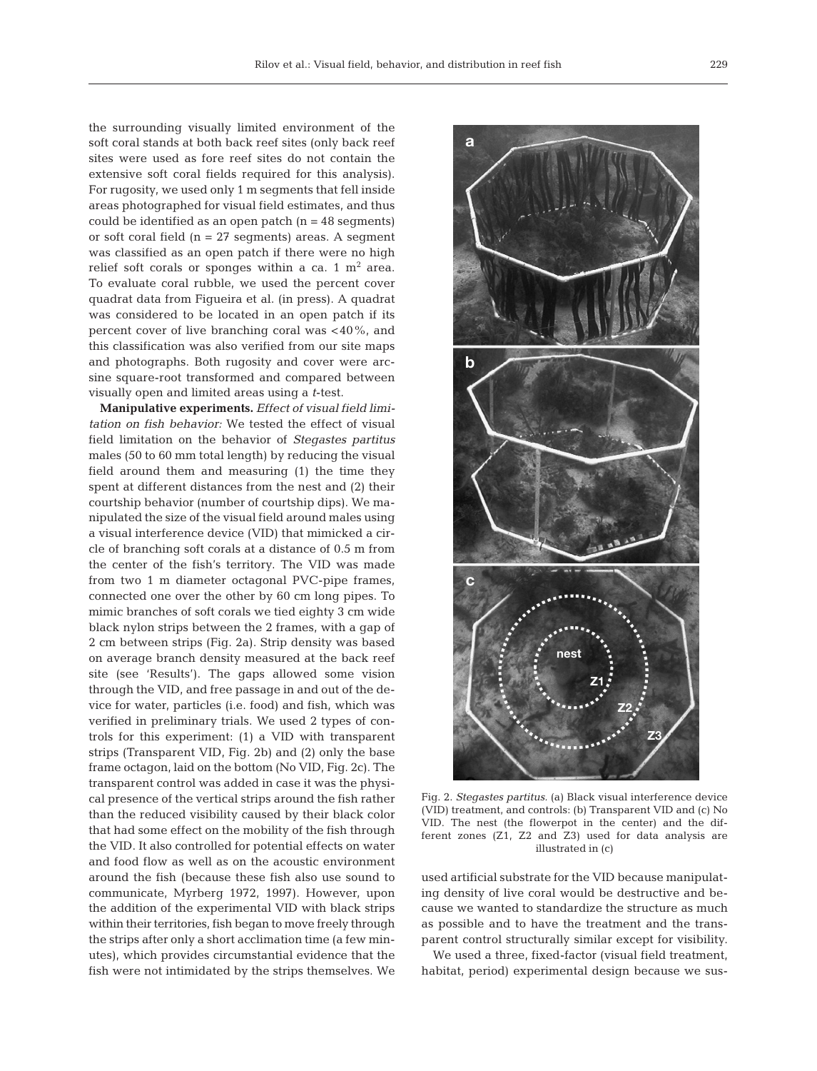the surrounding visually limited environment of the soft coral stands at both back reef sites (only back reef sites were used as fore reef sites do not contain the extensive soft coral fields required for this analysis). For rugosity, we used only 1 m segments that fell inside areas photographed for visual field estimates, and thus could be identified as an open patch (n = 48 segments) or soft coral field (n = 27 segments) areas. A segment was classified as an open patch if there were no high relief soft corals or sponges within a ca. 1 m$^2$ area. To evaluate coral rubble, we used the percent cover quadrat data from Figueira et al. (in press). A quadrat was considered to be located in an open patch if its percent cover of live branching coral was <40%, and this classification was also verified from our site maps and photographs. Both rugosity and cover were arcsine square-root transformed and compared between visually open and limited areas using a *t*-test.

**Manipulative experiments.** *Effect of visual field limitation on fish behavior:* We tested the effect of visual field limitation on the behavior of *Stegastes partitus* males (50 to 60 mm total length) by reducing the visual field around them and measuring (1) the time they spent at different distances from the nest and (2) their courtship behavior (number of courtship dips). We manipulated the size of the visual field around males using a visual interference device (VID) that mimicked a circle of branching soft corals at a distance of 0.5 m from the center of the fish's territory. The VID was made from two 1 m diameter octagonal PVC-pipe frames, connected one over the other by 60 cm long pipes. To mimic branches of soft corals we tied eighty 3 cm wide black nylon strips between the 2 frames, with a gap of 2 cm between strips (Fig. 2a). Strip density was based on average branch density measured at the back reef site (see 'Results'). The gaps allowed some vision through the VID, and free passage in and out of the device for water, particles (i.e. food) and fish, which was verified in preliminary trials. We used 2 types of controls for this experiment: (1) a VID with transparent strips (Transparent VID, Fig. 2b) and (2) only the base frame octagon, laid on the bottom (No VID, Fig. 2c). The transparent control was added in case it was the physical presence of the vertical strips around the fish rather than the reduced visibility caused by their black color that had some effect on the mobility of the fish through the VID. It also controlled for potential effects on water and food flow as well as on the acoustic environment around the fish (because these fish also use sound to communicate, Myrberg 1972, 1997). However, upon the addition of the experimental VID with black strips within their territories, fish began to move freely through the strips after only a short acclimation time (a few minutes), which provides circumstantial evidence that the fish were not intimidated by the strips themselves. We used artificial substrate for the VID because manipulating density of live coral would be destructive and because we wanted to standardize the structure as much as possible and to have the treatment and the transparent control structurally similar except for visibility.

Fig. 2. *Stegastes partitus*. (a) Black visual interference device (VID) treatment, and controls: (b) Transparent VID and (c) No VID. The nest (the flowerpot in the center) and the different zones (Z1, Z2 and Z3) used for data analysis are illustrated in (c)

We used a three, fixed-factor (visual field treatment, habitat, period) experimental design because we sus-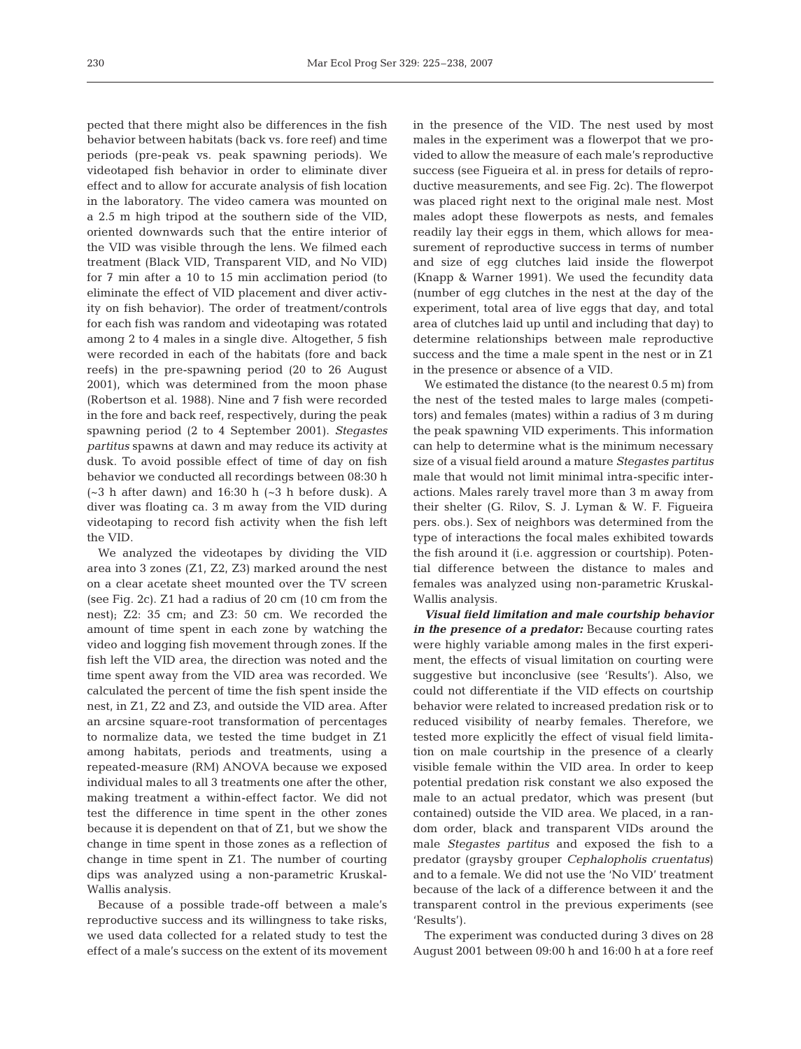pected that there might also be differences in the fish behavior between habitats (back vs. fore reef) and time periods (pre-peak vs. peak spawning periods). We videotaped fish behavior in order to eliminate diver effect and to allow for accurate analysis of fish location in the laboratory. The video camera was mounted on a 2.5 m high tripod at the southern side of the VID, oriented downwards such that the entire interior of the VID was visible through the lens. We filmed each treatment (Black VID, Transparent VID, and No VID) for 7 min after a 10 to 15 min acclimation period (to eliminate the effect of VID placement and diver activity on fish behavior). The order of treatment/controls for each fish was random and videotaping was rotated among 2 to 4 males in a single dive. Altogether, 5 fish were recorded in each of the habitats (fore and back reefs) in the pre-spawning period (20 to 26 August 2001), which was determined from the moon phase (Robertson et al. 1988). Nine and 7 fish were recorded in the fore and back reef, respectively, during the peak spawning period (2 to 4 September 2001). *Stegastes partitus* spawns at dawn and may reduce its activity at dusk. To avoid possible effect of time of day on fish behavior we conducted all recordings between 08:30 h (~3 h after dawn) and 16:30 h (~3 h before dusk). A diver was floating ca. 3 m away from the VID during videotaping to record fish activity when the fish left the VID.

We analyzed the videotapes by dividing the VID area into 3 zones (Z1, Z2, Z3) marked around the nest on a clear acetate sheet mounted over the TV screen (see Fig. 2c). Z1 had a radius of 20 cm (10 cm from the nest); Z2: 35 cm; and Z3: 50 cm. We recorded the amount of time spent in each zone by watching the video and logging fish movement through zones. If the fish left the VID area, the direction was noted and the time spent away from the VID area was recorded. We calculated the percent of time the fish spent inside the nest, in Z1, Z2 and Z3, and outside the VID area. After an arcsine square-root transformation of percentages to normalize data, we tested the time budget in Z1 among habitats, periods and treatments, using a repeated-measure (RM) ANOVA because we exposed individual males to all 3 treatments one after the other, making treatment a within-effect factor. We did not test the difference in time spent in the other zones because it is dependent on that of Z1, but we show the change in time spent in those zones as a reflection of change in time spent in Z1. The number of courting dips was analyzed using a non-parametric Kruskal-Wallis analysis.

Because of a possible trade-off between a male's reproductive success and its willingness to take risks, we used data collected for a related study to test the effect of a male's success on the extent of its movement in the presence of the VID. The nest used by most males in the experiment was a flowerpot that we provided to allow the measure of each male's reproductive success (see Figueira et al. in press for details of reproductive measurements, and see Fig. 2c). The flowerpot was placed right next to the original male nest. Most males adopt these flowerpots as nests, and females readily lay their eggs in them, which allows for measurement of reproductive success in terms of number and size of egg clutches laid inside the flowerpot (Knapp & Warner 1991). We used the fecundity data (number of egg clutches in the nest at the day of the experiment, total area of live eggs that day, and total area of clutches laid up until and including that day) to determine relationships between male reproductive success and the time a male spent in the nest or in Z1 in the presence or absence of a VID.

We estimated the distance (to the nearest 0.5 m) from the nest of the tested males to large males (competitors) and females (mates) within a radius of 3 m during the peak spawning VID experiments. This information can help to determine what is the minimum necessary size of a visual field around a mature *Stegastes partitus* male that would not limit minimal intra-specific interactions. Males rarely travel more than 3 m away from their shelter (G. Rilov, S. J. Lyman & W. F. Figueira pers. obs.). Sex of neighbors was determined from the type of interactions the focal males exhibited towards the fish around it (i.e. aggression or courtship). Potential difference between the distance to males and females was analyzed using non-parametric Kruskal-Wallis analysis.

***Visual field limitation and male courtship behavior in the presence of a predator:*** Because courting rates were highly variable among males in the first experiment, the effects of visual limitation on courting were suggestive but inconclusive (see 'Results'). Also, we could not differentiate if the VID effects on courtship behavior were related to increased predation risk or to reduced visibility of nearby females. Therefore, we tested more explicitly the effect of visual field limitation on male courtship in the presence of a clearly visible female within the VID area. In order to keep potential predation risk constant we also exposed the male to an actual predator, which was present (but contained) outside the VID area. We placed, in a random order, black and transparent VIDs around the male *Stegastes partitus* and exposed the fish to a predator (graysby grouper *Cephalopholis cruentatus*) and to a female. We did not use the 'No VID' treatment because of the lack of a difference between it and the transparent control in the previous experiments (see 'Results').

The experiment was conducted during 3 dives on 28 August 2001 between 09:00 h and 16:00 h at a fore reef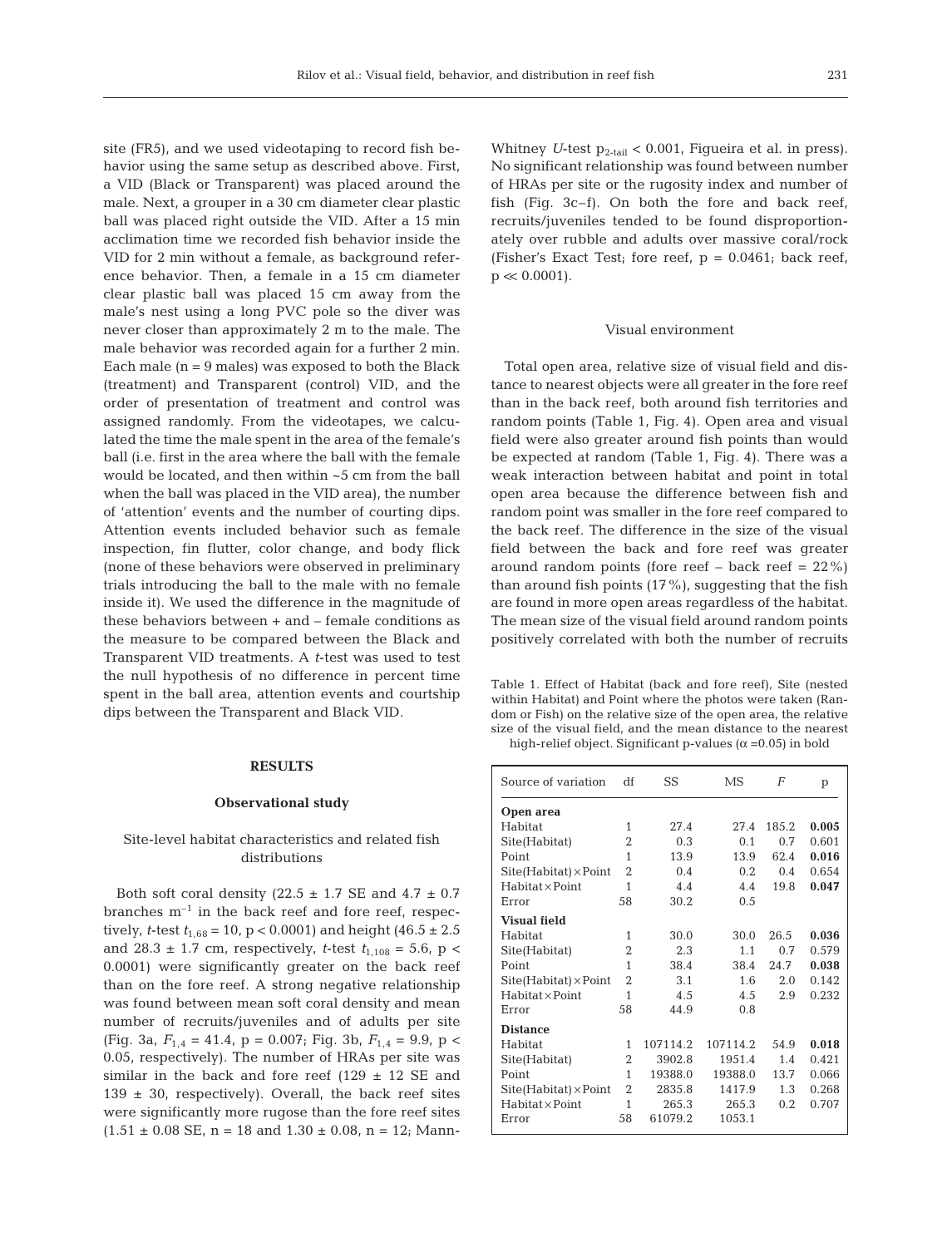site (FR5), and we used videotaping to record fish behavior using the same setup as described above. First, a VID (Black or Transparent) was placed around the male. Next, a grouper in a 30 cm diameter clear plastic ball was placed right outside the VID. After a 15 min acclimation time we recorded fish behavior inside the VID for 2 min without a female, as background reference behavior. Then, a female in a 15 cm diameter clear plastic ball was placed 15 cm away from the male's nest using a long PVC pole so the diver was never closer than approximately 2 m to the male. The male behavior was recorded again for a further 2 min. Each male (n = 9 males) was exposed to both the Black (treatment) and Transparent (control) VID, and the order of presentation of treatment and control was assigned randomly. From the videotapes, we calculated the time the male spent in the area of the female's ball (i.e. first in the area where the ball with the female would be located, and then within ~5 cm from the ball when the ball was placed in the VID area), the number of 'attention' events and the number of courting dips. Attention events included behavior such as female inspection, fin flutter, color change, and body flick (none of these behaviors were observed in preliminary trials introducing the ball to the male with no female inside it). We used the difference in the magnitude of these behaviors between + and – female conditions as the measure to be compared between the Black and Transparent VID treatments. A *t*-test was used to test the null hypothesis of no difference in percent time spent in the ball area, attention events and courtship dips between the Transparent and Black VID.

## RESULTS

### Observational study

#### Site-level habitat characteristics and related fish distributions

Both soft coral density (22.5 ± 1.7 SE and 4.7 ± 0.7 branches $m^{-1}$ in the back reef and fore reef, respectively, *t*-test $t_{1,68} = 10$, $p < 0.0001$) and height (46.5 ± 2.5 and 28.3 ± 1.7 cm, respectively, *t*-test $t_{1,108} = 5.6$, $p < 0.0001$) were significantly greater on the back reef than on the fore reef. A strong negative relationship was found between mean soft coral density and mean number of recruits/juveniles and of adults per site (Fig. 3a, $F_{1,4} = 41.4$, $p = 0.007$; Fig. 3b, $F_{1,4} = 9.9$, $p < 0.05$, respectively). The number of HRAs per site was similar in the back and fore reef (129 ± 12 SE and 139 ± 30, respectively). Overall, the back reef sites were significantly more rugose than the fore reef sites (1.51 ± 0.08 SE, n = 18 and 1.30 ± 0.08, n = 12; Mann-Whitney *U*-test $p_{2\text{-tail}} < 0.001$, Figueira et al. in press). No significant relationship was found between number of HRAs per site or the rugosity index and number of fish (Fig. 3c–f). On both the fore and back reef, recruits/juveniles tended to be found disproportionately over rubble and adults over massive coral/rock (Fisher's Exact Test; fore reef, $p = 0.0461$; back reef, $p \ll 0.0001$).

#### Visual environment

Total open area, relative size of visual field and distance to nearest objects were all greater in the fore reef than in the back reef, both around fish territories and random points (Table 1, Fig. 4). Open area and visual field were also greater around fish points than would be expected at random (Table 1, Fig. 4). There was a weak interaction between habitat and point in total open area because the difference between fish and random point was smaller in the fore reef compared to the back reef. The difference in the size of the visual field between the back and fore reef was greater around random points (fore reef – back reef = 22%) than around fish points (17%), suggesting that the fish are found in more open areas regardless of the habitat. The mean size of the visual field around random points positively correlated with both the number of recruits

Table 1. Effect of Habitat (back and fore reef), Site (nested within Habitat) and Point where the photos were taken (Random or Fish) on the relative size of the open area, the relative size of the visual field, and the mean distance to the nearest high-relief object. Significant p-values ($\alpha$ = 0.05) in bold

| Source of variation | df | SS | MS | *F* | p |
|---|---|---|---|---|---|
| **Open area** | | | | | |
| Habitat | 1 | 27.4 | 27.4 | 185.2 | **0.005** |
| Site(Habitat) | 2 | 0.3 | 0.1 | 0.7 | 0.601 |
| Point | 1 | 13.9 | 13.9 | 62.4 | **0.016** |
| Site(Habitat)×Point | 2 | 0.4 | 0.2 | 0.4 | 0.654 |
| Habitat×Point | 1 | 4.4 | 4.4 | 19.8 | **0.047** |
| Error | 58 | 30.2 | 0.5 | | |
| **Visual field** | | | | | |
| Habitat | 1 | 30.0 | 30.0 | 26.5 | **0.036** |
| Site(Habitat) | 2 | 2.3 | 1.1 | 0.7 | 0.579 |
| Point | 1 | 38.4 | 38.4 | 24.7 | **0.038** |
| Site(Habitat)×Point | 2 | 3.1 | 1.6 | 2.0 | 0.142 |
| Habitat×Point | 1 | 4.5 | 4.5 | 2.9 | 0.232 |
| Error | 58 | 44.9 | 0.8 | | |
| **Distance** | | | | | |
| Habitat | 1 | 107114.2 | 107114.2 | 54.9 | **0.018** |
| Site(Habitat) | 2 | 3902.8 | 1951.4 | 1.4 | 0.421 |
| Point | 1 | 19388.0 | 19388.0 | 13.7 | 0.066 |
| Site(Habitat)×Point | 2 | 2835.8 | 1417.9 | 1.3 | 0.268 |
| Habitat×Point | 1 | 265.3 | 265.3 | 0.2 | 0.707 |
| Error | 58 | 61079.2 | 1053.1 | | |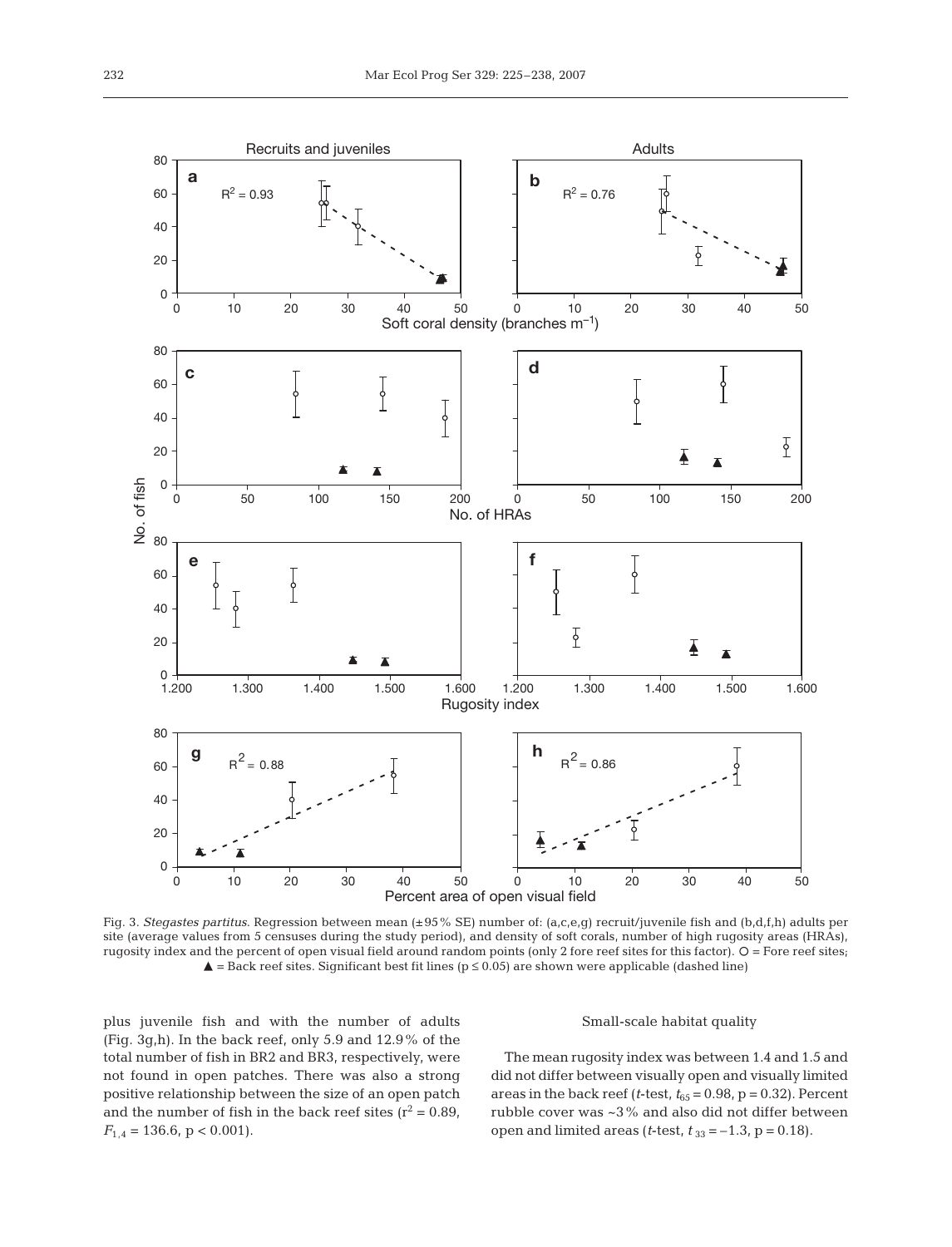Fig. 3. *Stegastes partitus*. Regression between mean (±95% SE) number of: (a,c,e,g) recruit/juvenile fish and (b,d,f,h) adults per site (average values from 5 censuses during the study period), and density of soft corals, number of high rugosity areas (HRAs), rugosity index and the percent of open visual field around random points (only 2 fore reef sites for this factor). ○ = Fore reef sites; ▲ = Back reef sites. Significant best fit lines ($p \leq 0.05$) are shown were applicable (dashed line)

plus juvenile fish and with the number of adults (Fig. 3g,h). In the back reef, only 5.9 and 12.9% of the total number of fish in BR2 and BR3, respectively, were not found in open patches. There was also a strong positive relationship between the size of an open patch and the number of fish in the back reef sites ($r^2 = 0.89$, $F_{1,4} = 136.6$, $p < 0.001$).

### Small-scale habitat quality

The mean rugosity index was between 1.4 and 1.5 and did not differ between visually open and visually limited areas in the back reef (*t*-test, $t_{65} = 0.98$, $p = 0.32$). Percent rubble cover was ~3% and also did not differ between open and limited areas (*t*-test, $t_{33} = -1.3$, $p = 0.18$).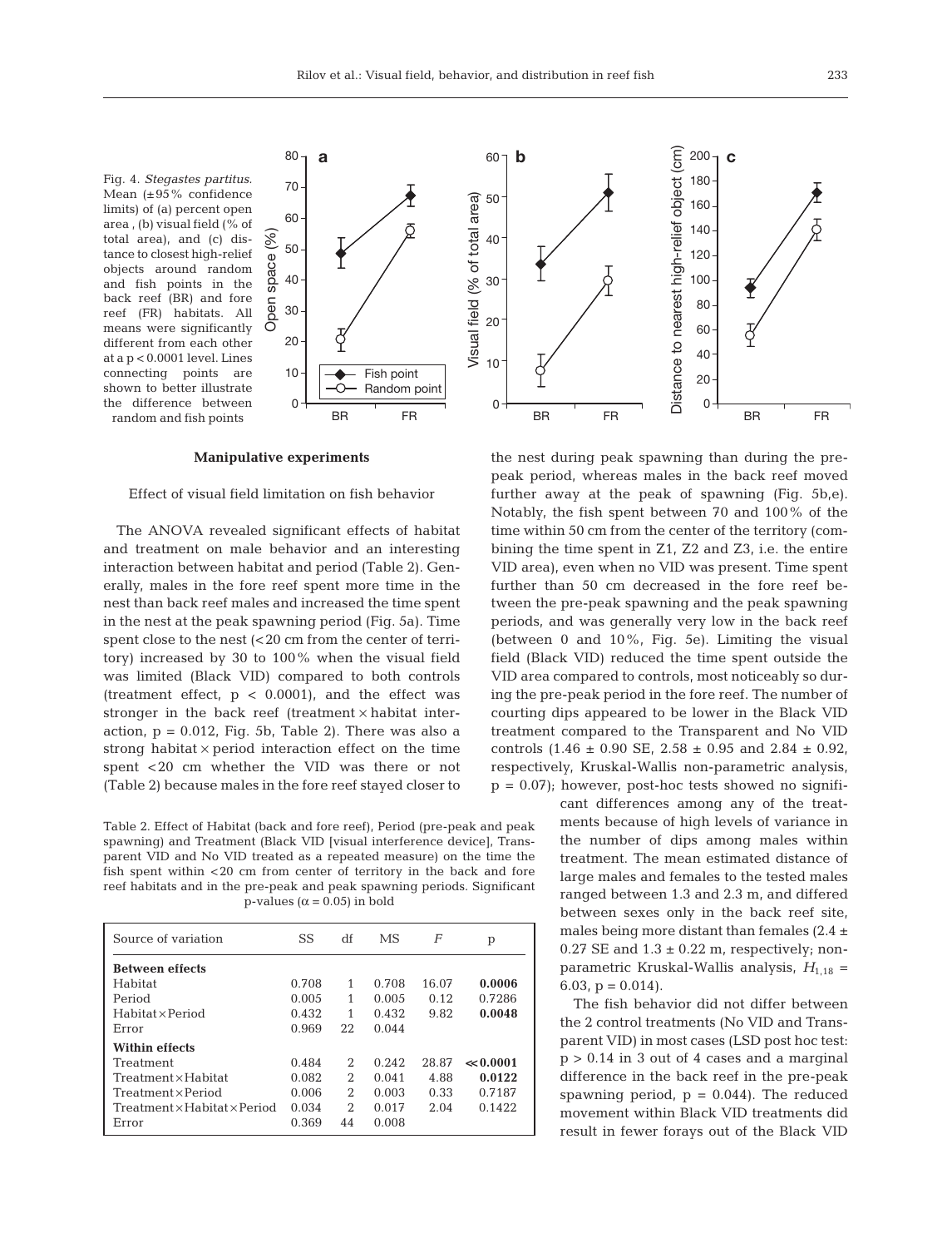Fig. 4. *Stegastes partitus*. Mean (±95% confidence limits) of (a) percent open area, (b) visual field (% of total area), and (c) distance to closest high-relief objects around random and fish points in the back reef (BR) and fore reef (FR) habitats. All means were significantly different from each other at a p < 0.0001 level. Lines connecting points are shown to better illustrate the difference between random and fish points

## Manipulative experiments

### Effect of visual field limitation on fish behavior

The ANOVA revealed significant effects of habitat and treatment on male behavior and an interesting interaction between habitat and period (Table 2). Generally, males in the fore reef spent more time in the nest than back reef males and increased the time spent in the nest at the peak spawning period (Fig. 5a). Time spent close to the nest (<20 cm from the center of territory) increased by 30 to 100% when the visual field was limited (Black VID) compared to both controls (treatment effect, $p < 0.0001$), and the effect was stronger in the back reef (treatment × habitat interaction, $p = 0.012$, Fig. 5b, Table 2). There was also a strong habitat × period interaction effect on the time spent <20 cm whether the VID was there or not (Table 2) because males in the fore reef stayed closer to the nest during peak spawning than during the pre-peak period, whereas males in the back reef moved further away at the peak of spawning (Fig. 5b,e). Notably, the fish spent between 70 and 100% of the time within 50 cm from the center of the territory (combining the time spent in Z1, Z2 and Z3, i.e. the entire VID area), even when no VID was present. Time spent further than 50 cm decreased in the fore reef between the pre-peak spawning and the peak spawning periods, and was generally very low in the back reef (between 0 and 10%, Fig. 5e). Limiting the visual field (Black VID) reduced the time spent outside the VID area compared to controls, most noticeably so during the pre-peak period in the fore reef. The number of courting dips appeared to be lower in the Black VID treatment compared to the Transparent and No VID controls (1.46 ± 0.90 SE, 2.58 ± 0.95 and 2.84 ± 0.92, respectively, Kruskal-Wallis non-parametric analysis, $p = 0.07$); however, post-hoc tests showed no significant differences among any of the treatments because of high levels of variance in the number of dips among males within treatment. The mean estimated distance of large males and females to the tested males ranged between 1.3 and 2.3 m, and differed between sexes only in the back reef site, males being more distant than females (2.4 ± 0.27 SE and 1.3 ± 0.22 m, respectively; non-parametric Kruskal-Wallis analysis, $H_{1,18} = 6.03$, $p = 0.014$).

The fish behavior did not differ between the 2 control treatments (No VID and Transparent VID) in most cases (LSD post hoc test: $p > 0.14$ in 3 out of 4 cases and a marginal difference in the back reef in the pre-peak spawning period, $p = 0.044$). The reduced movement within Black VID treatments did result in fewer forays out of the Black VID

Table 2. Effect of Habitat (back and fore reef), Period (pre-peak and peak spawning) and Treatment (Black VID [visual interference device], Transparent VID and No VID treated as a repeated measure) on the time the fish spent within <20 cm from center of territory in the back and fore reef habitats and in the pre-peak and peak spawning periods. Significant p-values ($\alpha = 0.05$) in bold

| Source of variation | SS | df | MS | *F* | p |
|---|---|---|---|---|---|
| **Between effects** | | | | | |
| Habitat | 0.708 | 1 | 0.708 | 16.07 | **0.0006** |
| Period | 0.005 | 1 | 0.005 | 0.12 | 0.7286 |
| Habitat × Period | 0.432 | 1 | 0.432 | 9.82 | **0.0048** |
| Error | 0.969 | 22 | 0.044 | | |
| **Within effects** | | | | | |
| Treatment | 0.484 | 2 | 0.242 | 28.87 | **≪0.0001** |
| Treatment × Habitat | 0.082 | 2 | 0.041 | 4.88 | **0.0122** |
| Treatment × Period | 0.006 | 2 | 0.003 | 0.33 | 0.7187 |
| Treatment × Habitat × Period | 0.034 | 2 | 0.017 | 2.04 | 0.1422 |
| Error | 0.369 | 44 | 0.008 | | |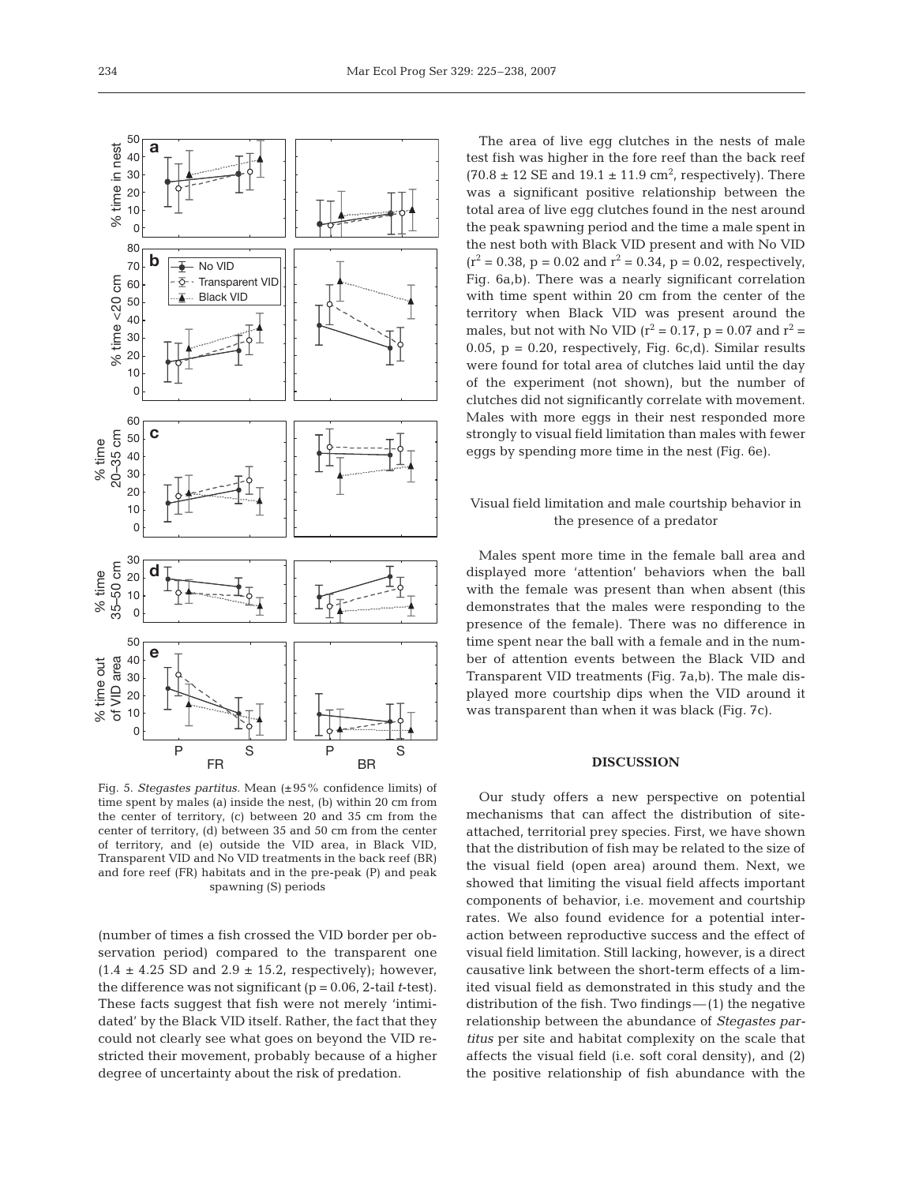Fig. 5. *Stegastes partitus.* Mean (±95% confidence limits) of time spent by males (a) inside the nest, (b) within 20 cm from the center of territory, (c) between 20 and 35 cm from the center of territory, (d) between 35 and 50 cm from the center of territory, and (e) outside the VID area, in Black VID, Transparent VID and No VID treatments in the back reef (BR) and fore reef (FR) habitats and in the pre-peak (P) and peak spawning (S) periods

(number of times a fish crossed the VID border per observation period) compared to the transparent one (1.4 ± 4.25 SD and 2.9 ± 15.2, respectively); however, the difference was not significant ($p = 0.06$, 2-tail *t*-test). These facts suggest that fish were not merely 'intimidated' by the Black VID itself. Rather, the fact that they could not clearly see what goes on beyond the VID restricted their movement, probably because of a higher degree of uncertainty about the risk of predation.

The area of live egg clutches in the nests of male test fish was higher in the fore reef than the back reef (70.8 ± 12 SE and 19.1 ± 11.9 $cm^2$, respectively). There was a significant positive relationship between the total area of live egg clutches found in the nest around the peak spawning period and the time a male spent in the nest both with Black VID present and with No VID ($r^2 = 0.38$, $p = 0.02$ and $r^2 = 0.34$, $p = 0.02$, respectively, Fig. 6a,b). There was a nearly significant correlation with time spent within 20 cm from the center of the territory when Black VID was present around the males, but not with No VID ($r^2 = 0.17$, $p = 0.07$ and $r^2 = 0.05$, $p = 0.20$, respectively, Fig. 6c,d). Similar results were found for total area of clutches laid until the day of the experiment (not shown), but the number of clutches did not significantly correlate with movement. Males with more eggs in their nest responded more strongly to visual field limitation than males with fewer eggs by spending more time in the nest (Fig. 6e).

## Visual field limitation and male courtship behavior in the presence of a predator

Males spent more time in the female ball area and displayed more 'attention' behaviors when the ball with the female was present than when absent (this demonstrates that the males were responding to the presence of the female). There was no difference in time spent near the ball with a female and in the number of attention events between the Black VID and Transparent VID treatments (Fig. 7a,b). The male displayed more courtship dips when the VID around it was transparent than when it was black (Fig. 7c).

## DISCUSSION

Our study offers a new perspective on potential mechanisms that can affect the distribution of site-attached, territorial prey species. First, we have shown that the distribution of fish may be related to the size of the visual field (open area) around them. Next, we showed that limiting the visual field affects important components of behavior, i.e. movement and courtship rates. We also found evidence for a potential interaction between reproductive success and the effect of visual field limitation. Still lacking, however, is a direct causative link between the short-term effects of a limited visual field as demonstrated in this study and the distribution of the fish. Two findings—(1) the negative relationship between the abundance of *Stegastes partitus* per site and habitat complexity on the scale that affects the visual field (i.e. soft coral density), and (2) the positive relationship of fish abundance with the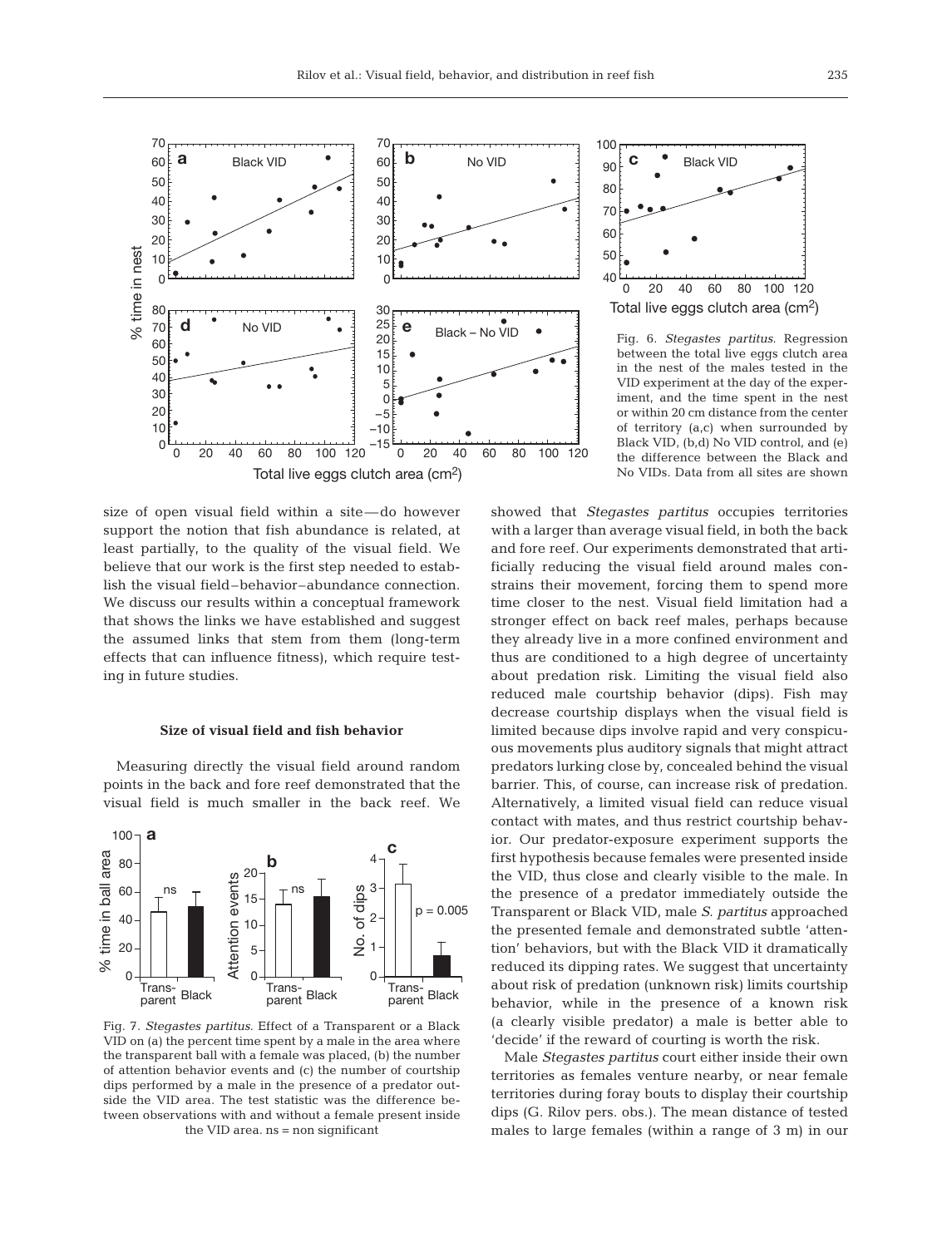Fig. 6. *Stegastes partitus.* Regression between the total live eggs clutch area in the nest of the males tested in the VID experiment at the day of the experiment, and the time spent in the nest or within 20 cm distance from the center of territory (a,c) when surrounded by Black VID, (b,d) No VID control, and (e) the difference between the Black and No VIDs. Data from all sites are shown

size of open visual field within a site—do however support the notion that fish abundance is related, at least partially, to the quality of the visual field. We believe that our work is the first step needed to establish the visual field–behavior–abundance connection. We discuss our results within a conceptual framework that shows the links we have established and suggest the assumed links that stem from them (long-term effects that can influence fitness), which require testing in future studies.

### Size of visual field and fish behavior

Measuring directly the visual field around random points in the back and fore reef demonstrated that the visual field is much smaller in the back reef. We showed that *Stegastes partitus* occupies territories with a larger than average visual field, in both the back and fore reef. Our experiments demonstrated that artificially reducing the visual field around males constrains their movement, forcing them to spend more time closer to the nest. Visual field limitation had a stronger effect on back reef males, perhaps because they already live in a more confined environment and thus are conditioned to a high degree of uncertainty about predation risk. Limiting the visual field also reduced male courtship behavior (dips). Fish may decrease courtship displays when the visual field is limited because dips involve rapid and very conspicuous movements plus auditory signals that might attract predators lurking close by, concealed behind the visual barrier. This, of course, can increase risk of predation. Alternatively, a limited visual field can reduce visual contact with mates, and thus restrict courtship behavior. Our predator-exposure experiment supports the first hypothesis because females were presented inside the VID, thus close and clearly visible to the male. In the presence of a predator immediately outside the Transparent or Black VID, male *S. partitus* approached the presented female and demonstrated subtle 'attention' behaviors, but with the Black VID it dramatically reduced its dipping rates. We suggest that uncertainty about risk of predation (unknown risk) limits courtship behavior, while in the presence of a known risk (a clearly visible predator) a male is better able to 'decide' if the reward of courting is worth the risk.

Fig. 7. *Stegastes partitus.* Effect of a Transparent or a Black VID on (a) the percent time spent by a male in the area where the transparent ball with a female was placed, (b) the number of attention behavior events and (c) the number of courtship dips performed by a male in the presence of a predator outside the VID area. The test statistic was the difference between observations with and without a female present inside the VID area. ns = non significant

Male *Stegastes partitus* court either inside their own territories as females venture nearby, or near female territories during foray bouts to display their courtship dips (G. Rilov pers. obs.). The mean distance of tested males to large females (within a range of 3 m) in our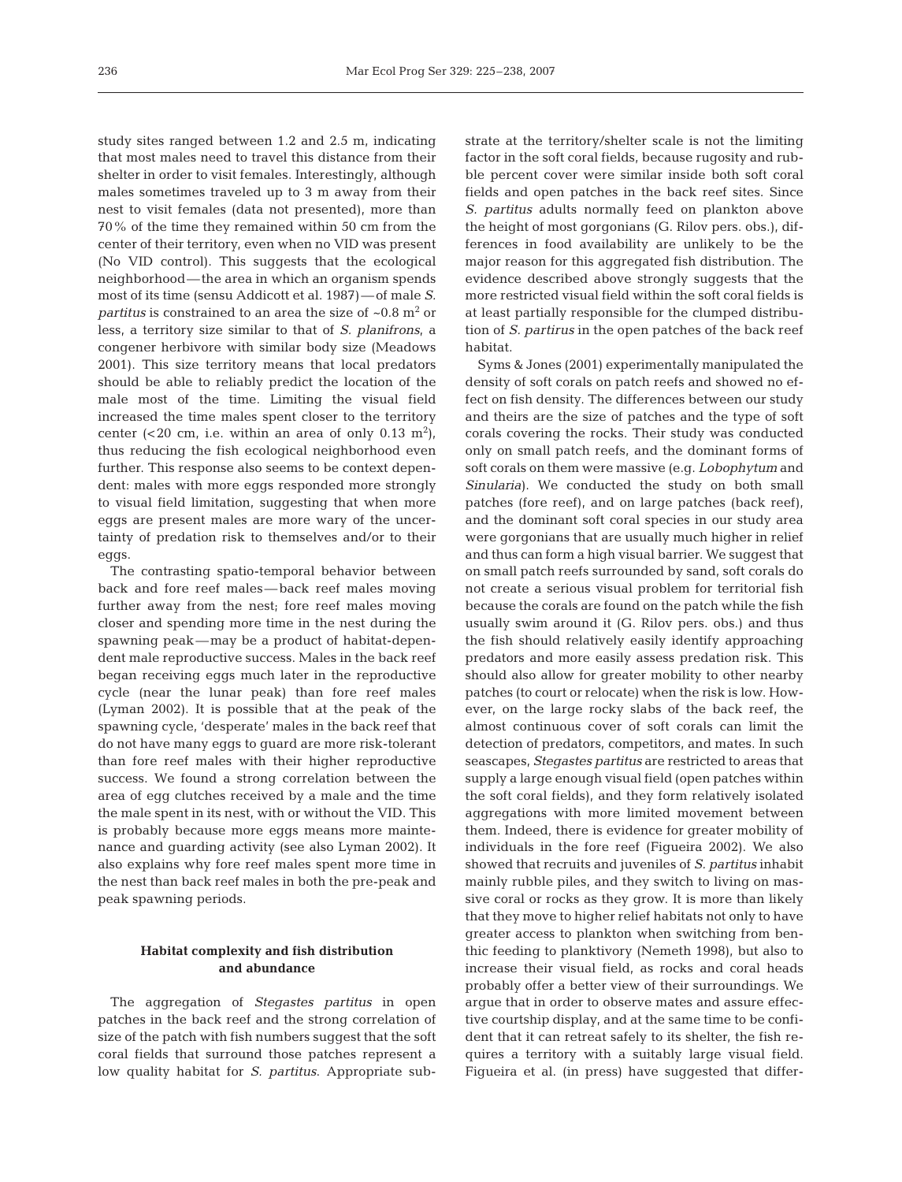study sites ranged between 1.2 and 2.5 m, indicating that most males need to travel this distance from their shelter in order to visit females. Interestingly, although males sometimes traveled up to 3 m away from their nest to visit females (data not presented), more than 70% of the time they remained within 50 cm from the center of their territory, even when no VID was present (No VID control). This suggests that the ecological neighborhood — the area in which an organism spends most of its time (sensu Addicott et al. 1987) — of male *S. partitus* is constrained to an area the size of ~0.8 $m^2$ or less, a territory size similar to that of *S. planifrons*, a congener herbivore with similar body size (Meadows 2001). This size territory means that local predators should be able to reliably predict the location of the male most of the time. Limiting the visual field increased the time males spent closer to the territory center (<20 cm, i.e. within an area of only 0.13 $m^2$), thus reducing the fish ecological neighborhood even further. This response also seems to be context dependent: males with more eggs responded more strongly to visual field limitation, suggesting that when more eggs are present males are more wary of the uncertainty of predation risk to themselves and/or to their eggs.

The contrasting spatio-temporal behavior between back and fore reef males — back reef males moving further away from the nest; fore reef males moving closer and spending more time in the nest during the spawning peak — may be a product of habitat-dependent male reproductive success. Males in the back reef began receiving eggs much later in the reproductive cycle (near the lunar peak) than fore reef males (Lyman 2002). It is possible that at the peak of the spawning cycle, 'desperate' males in the back reef that do not have many eggs to guard are more risk-tolerant than fore reef males with their higher reproductive success. We found a strong correlation between the area of egg clutches received by a male and the time the male spent in its nest, with or without the VID. This is probably because more eggs means more maintenance and guarding activity (see also Lyman 2002). It also explains why fore reef males spent more time in the nest than back reef males in both the pre-peak and peak spawning periods.

### Habitat complexity and fish distribution and abundance

The aggregation of *Stegastes partitus* in open patches in the back reef and the strong correlation of size of the patch with fish numbers suggest that the soft coral fields that surround those patches represent a low quality habitat for *S. partitus*. Appropriate substrate at the territory/shelter scale is not the limiting factor in the soft coral fields, because rugosity and rubble percent cover were similar inside both soft coral fields and open patches in the back reef sites. Since *S. partitus* adults normally feed on plankton above the height of most gorgonians (G. Rilov pers. obs.), differences in food availability are unlikely to be the major reason for this aggregated fish distribution. The evidence described above strongly suggests that the more restricted visual field within the soft coral fields is at least partially responsible for the clumped distribution of *S. partirus* in the open patches of the back reef habitat.

Syms & Jones (2001) experimentally manipulated the density of soft corals on patch reefs and showed no effect on fish density. The differences between our study and theirs are the size of patches and the type of soft corals covering the rocks. Their study was conducted only on small patch reefs, and the dominant forms of soft corals on them were massive (e.g. *Lobophytum* and *Sinularia*). We conducted the study on both small patches (fore reef), and on large patches (back reef), and the dominant soft coral species in our study area were gorgonians that are usually much higher in relief and thus can form a high visual barrier. We suggest that on small patch reefs surrounded by sand, soft corals do not create a serious visual problem for territorial fish because the corals are found on the patch while the fish usually swim around it (G. Rilov pers. obs.) and thus the fish should relatively easily identify approaching predators and more easily assess predation risk. This should also allow for greater mobility to other nearby patches (to court or relocate) when the risk is low. However, on the large rocky slabs of the back reef, the almost continuous cover of soft corals can limit the detection of predators, competitors, and mates. In such seascapes, *Stegastes partitus* are restricted to areas that supply a large enough visual field (open patches within the soft coral fields), and they form relatively isolated aggregations with more limited movement between them. Indeed, there is evidence for greater mobility of individuals in the fore reef (Figueira 2002). We also showed that recruits and juveniles of *S. partitus* inhabit mainly rubble piles, and they switch to living on massive coral or rocks as they grow. It is more than likely that they move to higher relief habitats not only to have greater access to plankton when switching from benthic feeding to planktivory (Nemeth 1998), but also to increase their visual field, as rocks and coral heads probably offer a better view of their surroundings. We argue that in order to observe mates and assure effective courtship display, and at the same time to be confident that it can retreat safely to its shelter, the fish requires a territory with a suitably large visual field. Figueira et al. (in press) have suggested that differ-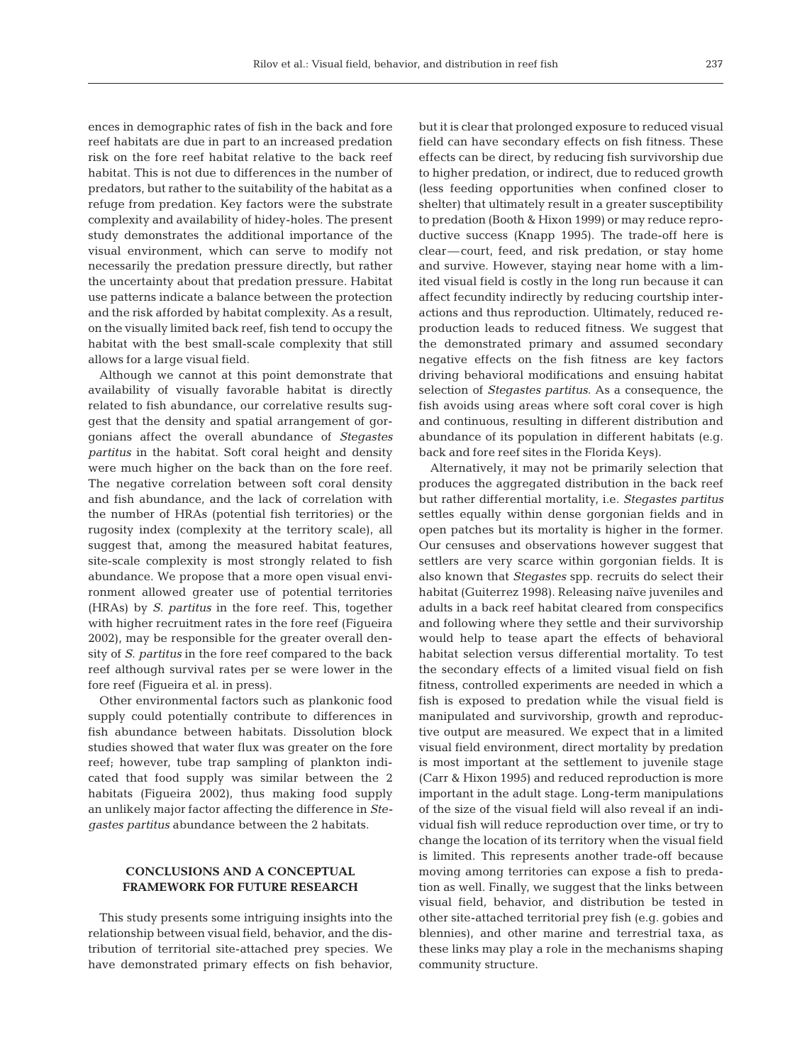ences in demographic rates of fish in the back and fore reef habitats are due in part to an increased predation risk on the fore reef habitat relative to the back reef habitat. This is not due to differences in the number of predators, but rather to the suitability of the habitat as a refuge from predation. Key factors were the substrate complexity and availability of hidey-holes. The present study demonstrates the additional importance of the visual environment, which can serve to modify not necessarily the predation pressure directly, but rather the uncertainty about that predation pressure. Habitat use patterns indicate a balance between the protection and the risk afforded by habitat complexity. As a result, on the visually limited back reef, fish tend to occupy the habitat with the best small-scale complexity that still allows for a large visual field.

Although we cannot at this point demonstrate that availability of visually favorable habitat is directly related to fish abundance, our correlative results suggest that the density and spatial arrangement of gorgonians affect the overall abundance of *Stegastes partitus* in the habitat. Soft coral height and density were much higher on the back than on the fore reef. The negative correlation between soft coral density and fish abundance, and the lack of correlation with the number of HRAs (potential fish territories) or the rugosity index (complexity at the territory scale), all suggest that, among the measured habitat features, site-scale complexity is most strongly related to fish abundance. We propose that a more open visual environment allowed greater use of potential territories (HRAs) by *S. partitus* in the fore reef. This, together with higher recruitment rates in the fore reef (Figueira 2002), may be responsible for the greater overall density of *S. partitus* in the fore reef compared to the back reef although survival rates per se were lower in the fore reef (Figueira et al. in press).

Other environmental factors such as plankonic food supply could potentially contribute to differences in fish abundance between habitats. Dissolution block studies showed that water flux was greater on the fore reef; however, tube trap sampling of plankton indicated that food supply was similar between the 2 habitats (Figueira 2002), thus making food supply an unlikely major factor affecting the difference in *Stegastes partitus* abundance between the 2 habitats.

## CONCLUSIONS AND A CONCEPTUAL FRAMEWORK FOR FUTURE RESEARCH

This study presents some intriguing insights into the relationship between visual field, behavior, and the distribution of territorial site-attached prey species. We have demonstrated primary effects on fish behavior, but it is clear that prolonged exposure to reduced visual field can have secondary effects on fish fitness. These effects can be direct, by reducing fish survivorship due to higher predation, or indirect, due to reduced growth (less feeding opportunities when confined closer to shelter) that ultimately result in a greater susceptibility to predation (Booth & Hixon 1999) or may reduce reproductive success (Knapp 1995). The trade-off here is clear—court, feed, and risk predation, or stay home and survive. However, staying near home with a limited visual field is costly in the long run because it can affect fecundity indirectly by reducing courtship interactions and thus reproduction. Ultimately, reduced reproduction leads to reduced fitness. We suggest that the demonstrated primary and assumed secondary negative effects on the fish fitness are key factors driving behavioral modifications and ensuing habitat selection of *Stegastes partitus*. As a consequence, the fish avoids using areas where soft coral cover is high and continuous, resulting in different distribution and abundance of its population in different habitats (e.g. back and fore reef sites in the Florida Keys).

Alternatively, it may not be primarily selection that produces the aggregated distribution in the back reef but rather differential mortality, i.e. *Stegastes partitus* settles equally within dense gorgonian fields and in open patches but its mortality is higher in the former. Our censuses and observations however suggest that settlers are very scarce within gorgonian fields. It is also known that *Stegastes* spp. recruits do select their habitat (Guiterrez 1998). Releasing naïve juveniles and adults in a back reef habitat cleared from conspecifics and following where they settle and their survivorship would help to tease apart the effects of behavioral habitat selection versus differential mortality. To test the secondary effects of a limited visual field on fish fitness, controlled experiments are needed in which a fish is exposed to predation while the visual field is manipulated and survivorship, growth and reproductive output are measured. We expect that in a limited visual field environment, direct mortality by predation is most important at the settlement to juvenile stage (Carr & Hixon 1995) and reduced reproduction is more important in the adult stage. Long-term manipulations of the size of the visual field will also reveal if an individual fish will reduce reproduction over time, or try to change the location of its territory when the visual field is limited. This represents another trade-off because moving among territories can expose a fish to predation as well. Finally, we suggest that the links between visual field, behavior, and distribution be tested in other site-attached territorial prey fish (e.g. gobies and blennies), and other marine and terrestrial taxa, as these links may play a role in the mechanisms shaping community structure.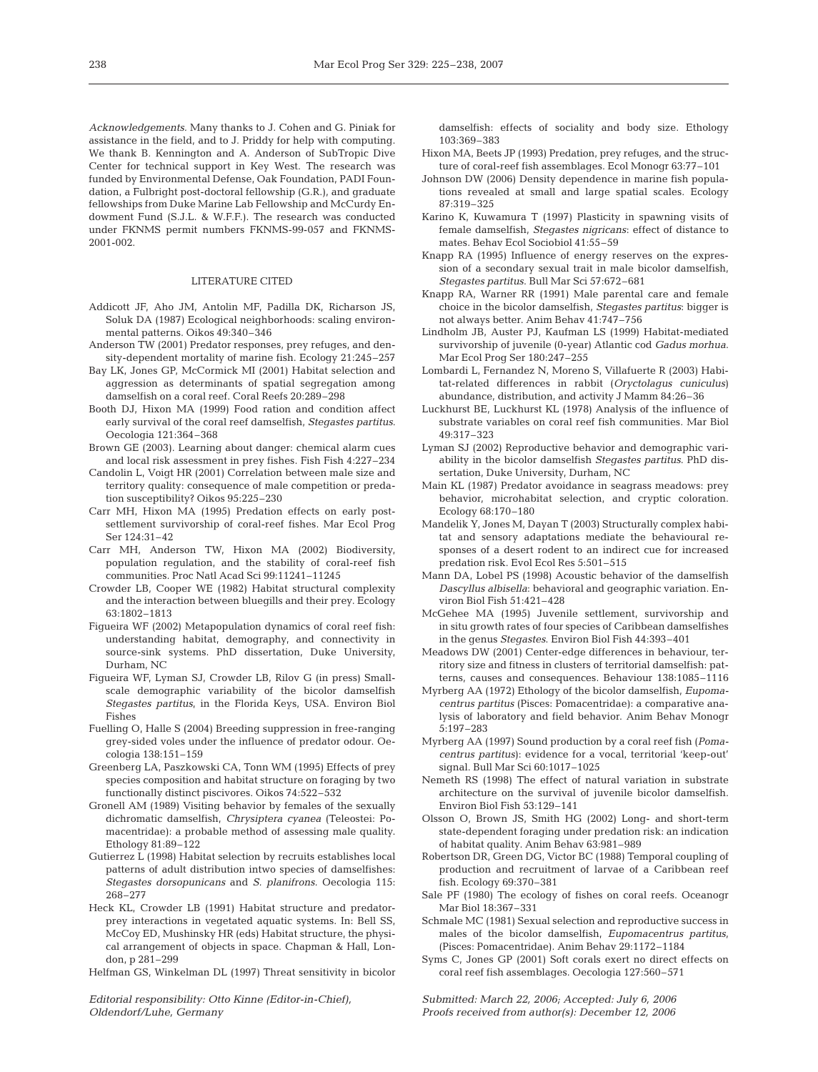*Acknowledgements*. Many thanks to J. Cohen and G. Piniak for assistance in the field, and to J. Priddy for help with computing. We thank B. Kennington and A. Anderson of SubTropic Dive Center for technical support in Key West. The research was funded by Environmental Defense, Oak Foundation, PADI Foundation, a Fulbright post-doctoral fellowship (G.R.), and graduate fellowships from Duke Marine Lab Fellowship and McCurdy Endowment Fund (S.J.L. & W.F.F.). The research was conducted under FKNMS permit numbers FKNMS-99-057 and FKNMS-2001-002.

## LITERATURE CITED

- Addicott JF, Aho JM, Antolin MF, Padilla DK, Richarson JS, Soluk DA (1987) Ecological neighborhoods: scaling environmental patterns. Oikos 49:340–346
- Anderson TW (2001) Predator responses, prey refuges, and density-dependent mortality of marine fish. Ecology 21:245–257
- Bay LK, Jones GP, McCormick MI (2001) Habitat selection and aggression as determinants of spatial segregation among damselfish on a coral reef. Coral Reefs 20:289–298
- Booth DJ, Hixon MA (1999) Food ration and condition affect early survival of the coral reef damselfish, *Stegastes partitus*. Oecologia 121:364–368
- Brown GE (2003). Learning about danger: chemical alarm cues and local risk assessment in prey fishes. Fish Fish 4:227–234
- Candolin L, Voigt HR (2001) Correlation between male size and territory quality: consequence of male competition or predation susceptibility? Oikos 95:225–230
- Carr MH, Hixon MA (1995) Predation effects on early post-settlement survivorship of coral-reef fishes. Mar Ecol Prog Ser 124:31–42
- Carr MH, Anderson TW, Hixon MA (2002) Biodiversity, population regulation, and the stability of coral-reef fish communities. Proc Natl Acad Sci 99:11241–11245
- Crowder LB, Cooper WE (1982) Habitat structural complexity and the interaction between bluegills and their prey. Ecology 63:1802–1813
- Figueira WF (2002) Metapopulation dynamics of coral reef fish: understanding habitat, demography, and connectivity in source-sink systems. PhD dissertation, Duke University, Durham, NC
- Figueira WF, Lyman SJ, Crowder LB, Rilov G (in press) Small-scale demographic variability of the bicolor damselfish *Stegastes partitus*, in the Florida Keys, USA. Environ Biol Fishes
- Fuelling O, Halle S (2004) Breeding suppression in free-ranging grey-sided voles under the influence of predator odour. Oecologia 138:151–159
- Greenberg LA, Paszkowski CA, Tonn WM (1995) Effects of prey species composition and habitat structure on foraging by two functionally distinct piscivores. Oikos 74:522–532
- Gronell AM (1989) Visiting behavior by females of the sexually dichromatic damselfish, *Chrysiptera cyanea* (Teleostei: Pomacentridae): a probable method of assessing male quality. Ethology 81:89–122
- Gutierrez L (1998) Habitat selection by recruits establishes local patterns of adult distribution intwo species of damselfishes: *Stegastes dorsopunicans* and *S. planifrons*. Oecologia 115: 268–277
- Heck KL, Crowder LB (1991) Habitat structure and predator-prey interactions in vegetated aquatic systems. In: Bell SS, McCoy ED, Mushinsky HR (eds) Habitat structure, the physical arrangement of objects in space. Chapman & Hall, London, p 281–299
- Helfman GS, Winkelman DL (1997) Threat sensitivity in bicolor damselfish: effects of sociality and body size. Ethology 103:369–383
- Hixon MA, Beets JP (1993) Predation, prey refuges, and the structure of coral-reef fish assemblages. Ecol Monogr 63:77–101
- Johnson DW (2006) Density dependence in marine fish populations revealed at small and large spatial scales. Ecology 87:319–325
- Karino K, Kuwamura T (1997) Plasticity in spawning visits of female damselfish, *Stegastes nigricans*: effect of distance to mates. Behav Ecol Sociobiol 41:55–59
- Knapp RA (1995) Influence of energy reserves on the expression of a secondary sexual trait in male bicolor damselfish, *Stegastes partitus*. Bull Mar Sci 57:672–681
- Knapp RA, Warner RR (1991) Male parental care and female choice in the bicolor damselfish, *Stegastes partitus*: bigger is not always better. Anim Behav 41:747–756
- Lindholm JB, Auster PJ, Kaufman LS (1999) Habitat-mediated survivorship of juvenile (0-year) Atlantic cod *Gadus morhua*. Mar Ecol Prog Ser 180:247–255
- Lombardi L, Fernandez N, Moreno S, Villafuerte R (2003) Habitat-related differences in rabbit (*Oryctolagus cuniculus*) abundance, distribution, and activity J Mamm 84:26–36
- Luckhurst BE, Luckhurst KL (1978) Analysis of the influence of substrate variables on coral reef fish communities. Mar Biol 49:317–323
- Lyman SJ (2002) Reproductive behavior and demographic variability in the bicolor damselfish *Stegastes partitus*. PhD dissertation, Duke University, Durham, NC
- Main KL (1987) Predator avoidance in seagrass meadows: prey behavior, microhabitat selection, and cryptic coloration. Ecology 68:170–180
- Mandelik Y, Jones M, Dayan T (2003) Structurally complex habitat and sensory adaptations mediate the behavioural responses of a desert rodent to an indirect cue for increased predation risk. Evol Ecol Res 5:501–515
- Mann DA, Lobel PS (1998) Acoustic behavior of the damselfish *Dascyllus albisella*: behavioral and geographic variation. Environ Biol Fish 51:421–428
- McGehee MA (1995) Juvenile settlement, survivorship and in situ growth rates of four species of Caribbean damselfishes in the genus *Stegastes*. Environ Biol Fish 44:393–401
- Meadows DW (2001) Center-edge differences in behaviour, territory size and fitness in clusters of territorial damselfish: patterns, causes and consequences. Behaviour 138:1085–1116
- Myrberg AA (1972) Ethology of the bicolor damselfish, *Eupomacentrus partitus* (Pisces: Pomacentridae): a comparative analysis of laboratory and field behavior. Anim Behav Monogr 5:197–283
- Myrberg AA (1997) Sound production by a coral reef fish (*Pomacentrus partitus*): evidence for a vocal, territorial 'keep-out' signal. Bull Mar Sci 60:1017–1025
- Nemeth RS (1998) The effect of natural variation in substrate architecture on the survival of juvenile bicolor damselfish. Environ Biol Fish 53:129–141
- Olsson O, Brown JS, Smith HG (2002) Long- and short-term state-dependent foraging under predation risk: an indication of habitat quality. Anim Behav 63:981–989
- Robertson DR, Green DG, Victor BC (1988) Temporal coupling of production and recruitment of larvae of a Caribbean reef fish. Ecology 69:370–381
- Sale PF (1980) The ecology of fishes on coral reefs. Oceanogr Mar Biol 18:367–331
- Schmale MC (1981) Sexual selection and reproductive success in males of the bicolor damselfish, *Eupomacentrus partitus*, (Pisces: Pomacentridae). Anim Behav 29:1172–1184
- Syms C, Jones GP (2001) Soft corals exert no direct effects on coral reef fish assemblages. Oecologia 127:560–571

*Editorial responsibility: Otto Kinne (Editor-in-Chief), Oldendorf/Luhe, Germany*

*Submitted: March 22, 2006; Accepted: July 6, 2006*
*Proofs received from author(s): December 12, 2006*